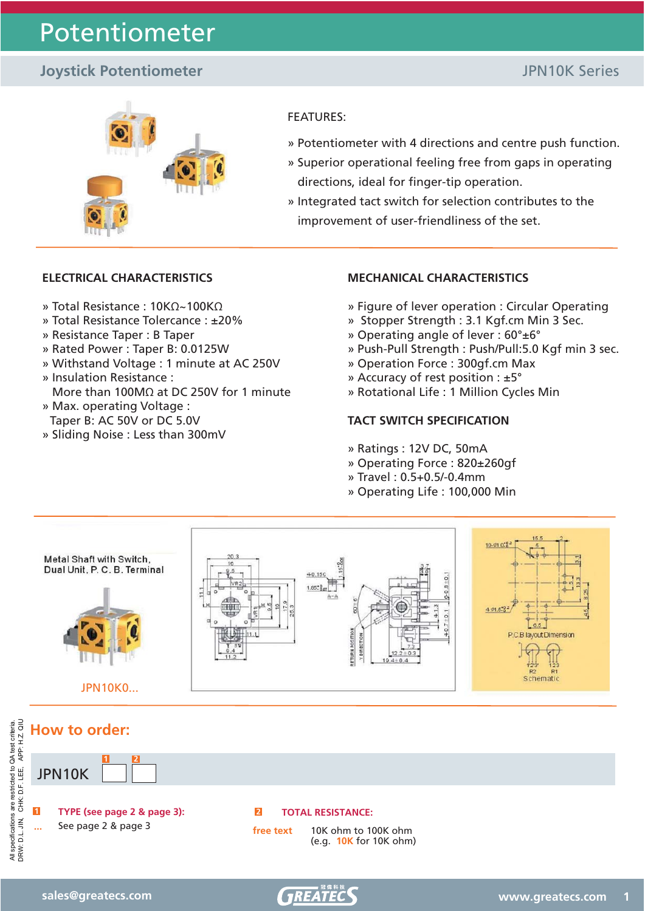# Potentiometer

## Joystick Potentiometer

JPN10K Series

FEATURES:

» Potentiometer with 4 directions and centre push function.
» Superior operational feeling free from gaps in operating directions, ideal for finger-tip operation.
» Integrated tact switch for selection contributes to the improvement of user-friendliness of the set.

### ELECTRICAL CHARACTERISTICS

» Total Resistance : 10KΩ~100KΩ
» Total Resistance Tolercance : ±20%
» Resistance Taper : B Taper
» Rated Power : Taper B: 0.0125W
» Withstand Voltage : 1 minute at AC 250V
» Insulation Resistance :
More than 100MΩ at DC 250V for 1 minute
» Max. operating Voltage :
Taper B: AC 50V or DC 5.0V
» Sliding Noise : Less than 300mV

### MECHANICAL CHARACTERISTICS

» Figure of lever operation : Circular Operating
» Stopper Strength : 3.1 Kgf.cm Min 3 Sec.
» Operating angle of lever : 60°±6°
» Push-Pull Strength : Push/Pull:5.0 Kgf min 3 sec.
» Operation Force : 300gf.cm Max
» Accuracy of rest position : ±5°
» Rotational Life : 1 Million Cycles Min

### TACT SWITCH SPECIFICATION

» Ratings : 12V DC, 50mA
» Operating Force : 820±260gf
» Travel : 0.5+0.5/-0.4mm
» Operating Life : 100,000 Min

Metal Shaft with Switch, Dual Unit, P. C. B. Terminal

JPN10K0...

P.C.B layout Dimension

Schematic

## How to order:

JPN10K [1] [2]

[1] TYPE (see page 2 & page 3):
... See page 2 & page 3

[2] TOTAL RESISTANCE:
free text 10K ohm to 100K ohm (e.g. 10K for 10K ohm)

All specifications are restricted to QA test criteria. DRW: D.L. JIN, CHK: D.F. LEE, APP: H.Z. QIU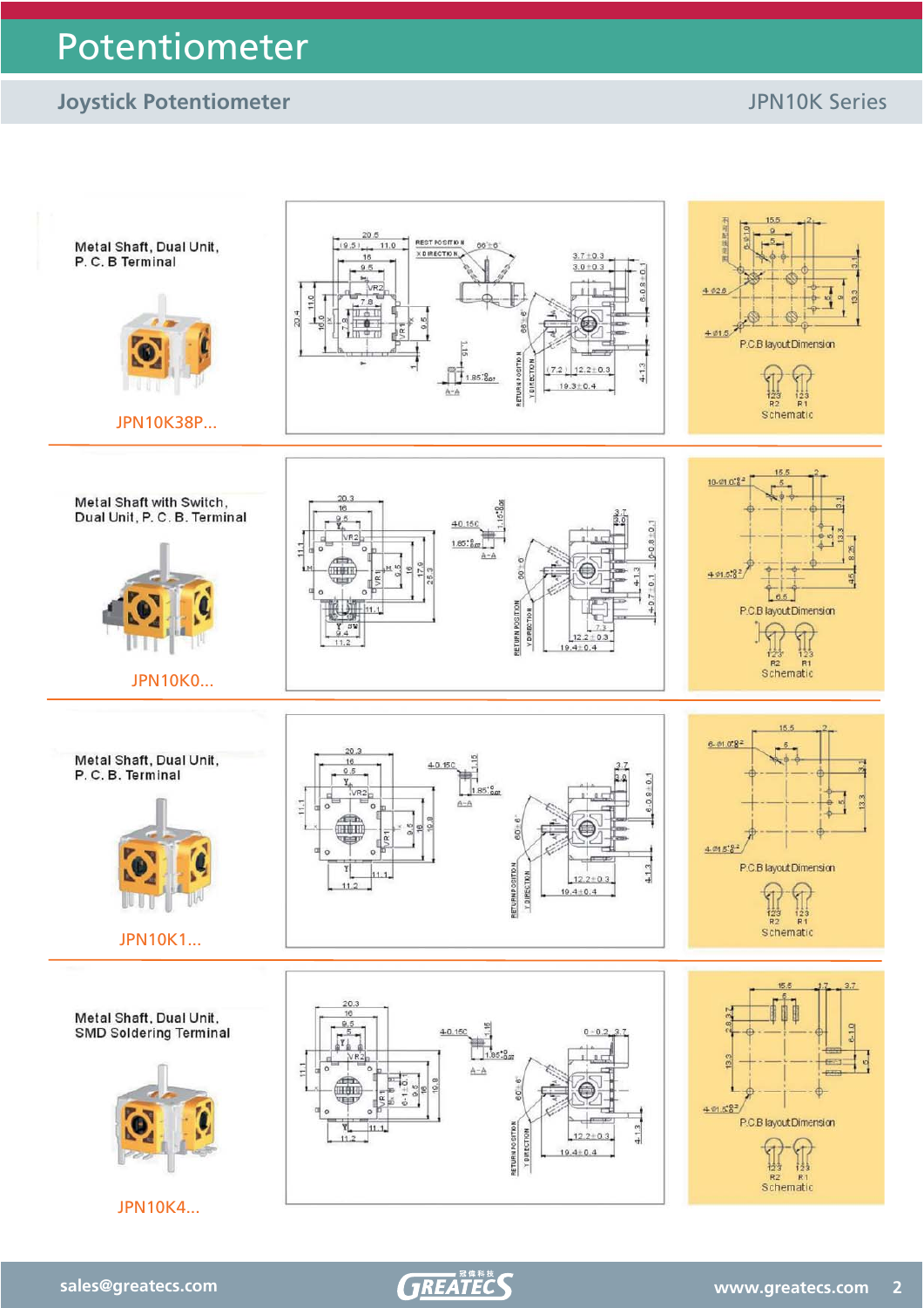# Potentiometer

## Joystick Potentiometer

JPN10K Series

### Metal Shaft, Dual Unit, P. C. B Terminal

JPN10K38P...

P.C.B layout Dimension

Schematic

### Metal Shaft with Switch, Dual Unit, P. C. B. Terminal

JPN10K0...

P.C.B layout Dimension

Schematic

### Metal Shaft, Dual Unit, P. C. B. Terminal

JPN10K1...

P.C.B layout Dimension

Schematic

### Metal Shaft, Dual Unit, SMD Soldering Terminal

JPN10K4...

P.C.B layout Dimension

Schematic

sales@greatecs.com

www.greatecs.com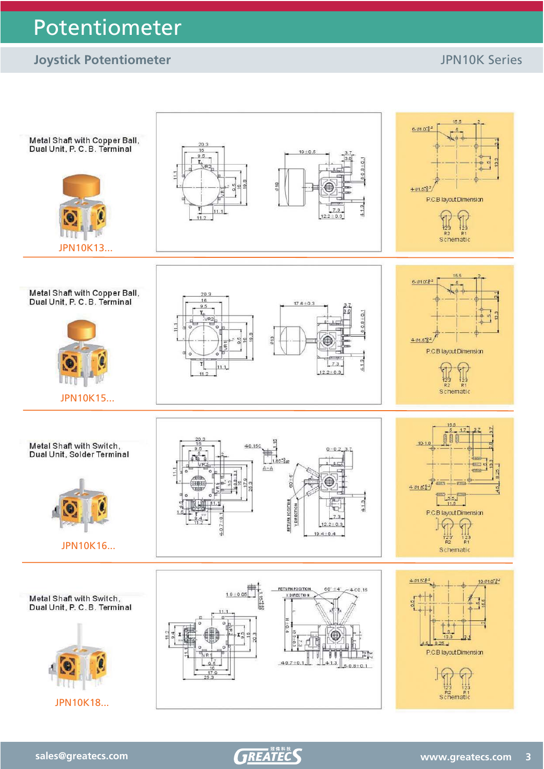# Potentiometer

## Joystick Potentiometer

JPN10K Series

Metal Shaft with Copper Ball, Dual Unit, P. C. B. Terminal

JPN10K13...

P.C.B layout Dimension

Schematic

Metal Shaft with Copper Ball, Dual Unit, P. C. B. Terminal

JPN10K15...

P.C.B layout Dimension

Schematic

Metal Shaft with Switch, Dual Unit, Solder Terminal

JPN10K16...

P.C.B layout Dimension

Schematic

Metal Shaft with Switch, Dual Unit, P. C. B. Terminal

JPN10K18...

P.C.B layout Dimension

Schematic

sales@greatecs.com www.greatecs.com